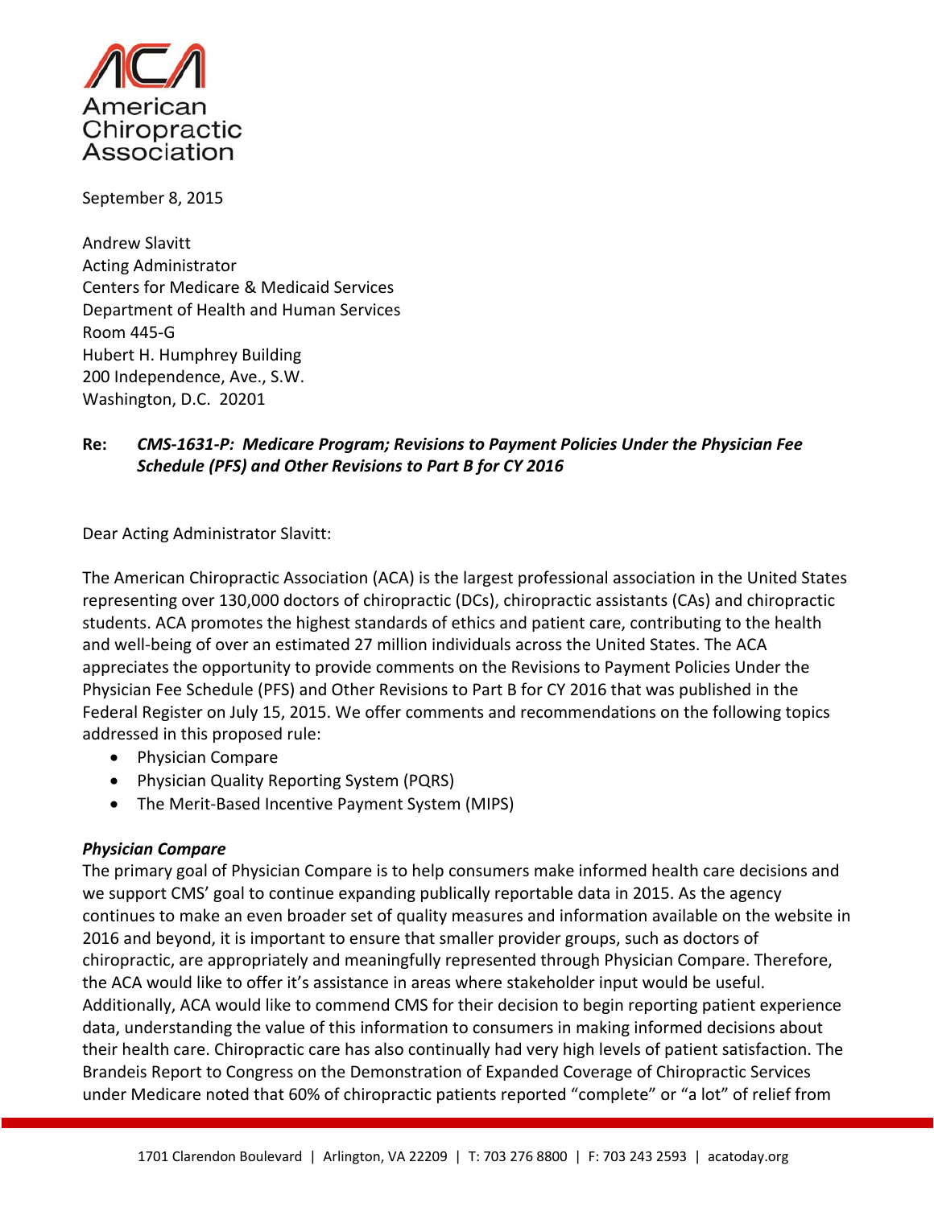American Chiropractic Association

September 8, 2015

Andrew Slavitt  
Acting Administrator  
Centers for Medicare & Medicaid Services  
Department of Health and Human Services  
Room 445-G  
Hubert H. Humphrey Building  
200 Independence, Ave., S.W.  
Washington, D.C. 20201

**Re:** ***CMS-1631-P: Medicare Program; Revisions to Payment Policies Under the Physician Fee Schedule (PFS) and Other Revisions to Part B for CY 2016***

Dear Acting Administrator Slavitt:

The American Chiropractic Association (ACA) is the largest professional association in the United States representing over 130,000 doctors of chiropractic (DCs), chiropractic assistants (CAs) and chiropractic students. ACA promotes the highest standards of ethics and patient care, contributing to the health and well-being of over an estimated 27 million individuals across the United States. The ACA appreciates the opportunity to provide comments on the Revisions to Payment Policies Under the Physician Fee Schedule (PFS) and Other Revisions to Part B for CY 2016 that was published in the Federal Register on July 15, 2015. We offer comments and recommendations on the following topics addressed in this proposed rule:

- Physician Compare
- Physician Quality Reporting System (PQRS)
- The Merit-Based Incentive Payment System (MIPS)

***Physician Compare***

The primary goal of Physician Compare is to help consumers make informed health care decisions and we support CMS' goal to continue expanding publically reportable data in 2015. As the agency continues to make an even broader set of quality measures and information available on the website in 2016 and beyond, it is important to ensure that smaller provider groups, such as doctors of chiropractic, are appropriately and meaningfully represented through Physician Compare. Therefore, the ACA would like to offer it's assistance in areas where stakeholder input would be useful. Additionally, ACA would like to commend CMS for their decision to begin reporting patient experience data, understanding the value of this information to consumers in making informed decisions about their health care. Chiropractic care has also continually had very high levels of patient satisfaction. The Brandeis Report to Congress on the Demonstration of Expanded Coverage of Chiropractic Services under Medicare noted that 60% of chiropractic patients reported "complete" or "a lot" of relief from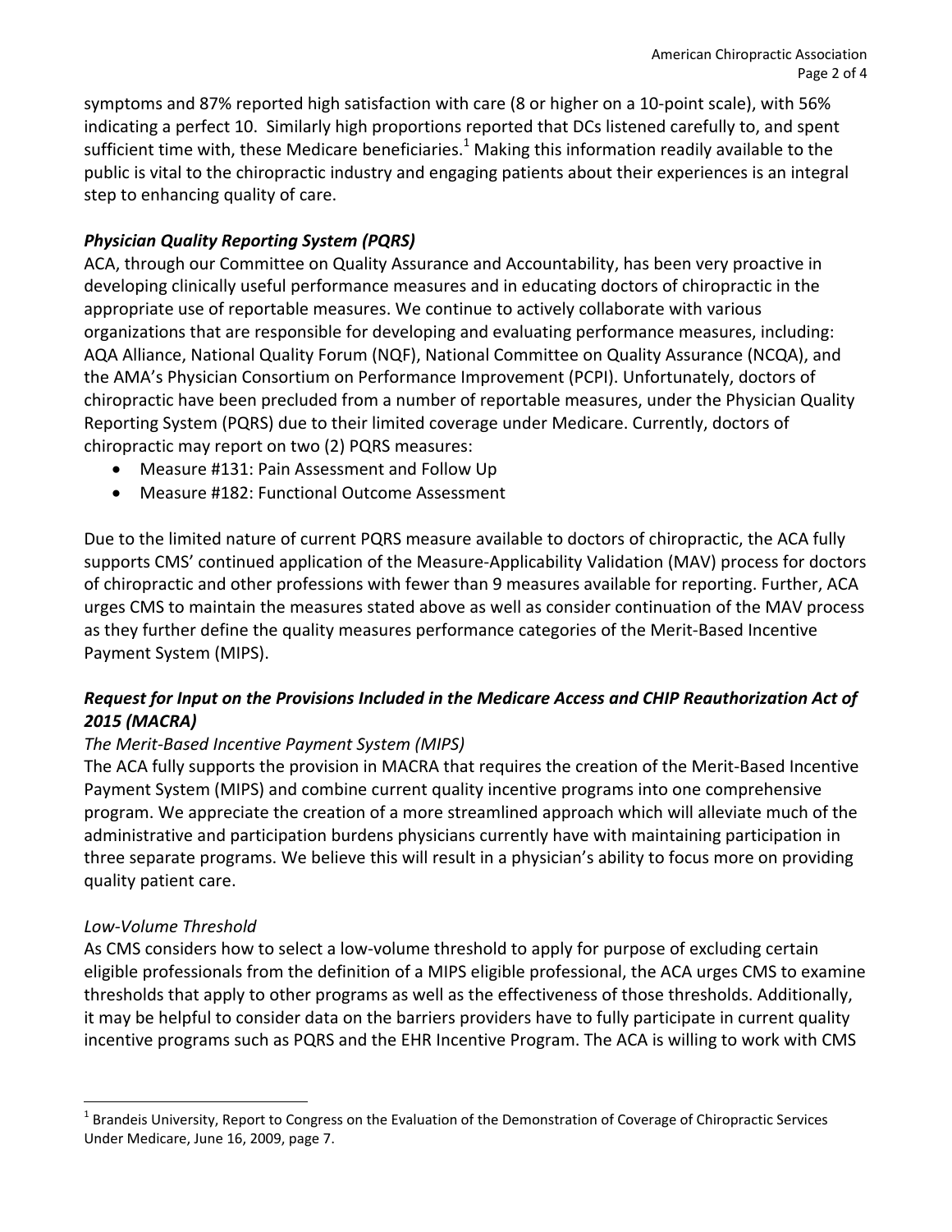symptoms and 87% reported high satisfaction with care (8 or higher on a 10-point scale), with 56% indicating a perfect 10. Similarly high proportions reported that DCs listened carefully to, and spent sufficient time with, these Medicare beneficiaries.[1] Making this information readily available to the public is vital to the chiropractic industry and engaging patients about their experiences is an integral step to enhancing quality of care.

### *Physician Quality Reporting System (PQRS)*

ACA, through our Committee on Quality Assurance and Accountability, has been very proactive in developing clinically useful performance measures and in educating doctors of chiropractic in the appropriate use of reportable measures. We continue to actively collaborate with various organizations that are responsible for developing and evaluating performance measures, including: AQA Alliance, National Quality Forum (NQF), National Committee on Quality Assurance (NCQA), and the AMA's Physician Consortium on Performance Improvement (PCPI). Unfortunately, doctors of chiropractic have been precluded from a number of reportable measures, under the Physician Quality Reporting System (PQRS) due to their limited coverage under Medicare. Currently, doctors of chiropractic may report on two (2) PQRS measures:

- Measure #131: Pain Assessment and Follow Up
- Measure #182: Functional Outcome Assessment

Due to the limited nature of current PQRS measure available to doctors of chiropractic, the ACA fully supports CMS' continued application of the Measure-Applicability Validation (MAV) process for doctors of chiropractic and other professions with fewer than 9 measures available for reporting. Further, ACA urges CMS to maintain the measures stated above as well as consider continuation of the MAV process as they further define the quality measures performance categories of the Merit-Based Incentive Payment System (MIPS).

### *Request for Input on the Provisions Included in the Medicare Access and CHIP Reauthorization Act of 2015 (MACRA)*

*The Merit-Based Incentive Payment System (MIPS)*

The ACA fully supports the provision in MACRA that requires the creation of the Merit-Based Incentive Payment System (MIPS) and combine current quality incentive programs into one comprehensive program. We appreciate the creation of a more streamlined approach which will alleviate much of the administrative and participation burdens physicians currently have with maintaining participation in three separate programs. We believe this will result in a physician's ability to focus more on providing quality patient care.

*Low-Volume Threshold*

As CMS considers how to select a low-volume threshold to apply for purpose of excluding certain eligible professionals from the definition of a MIPS eligible professional, the ACA urges CMS to examine thresholds that apply to other programs as well as the effectiveness of those thresholds. Additionally, it may be helpful to consider data on the barriers providers have to fully participate in current quality incentive programs such as PQRS and the EHR Incentive Program. The ACA is willing to work with CMS

---

[1] Brandeis University, Report to Congress on the Evaluation of the Demonstration of Coverage of Chiropractic Services Under Medicare, June 16, 2009, page 7.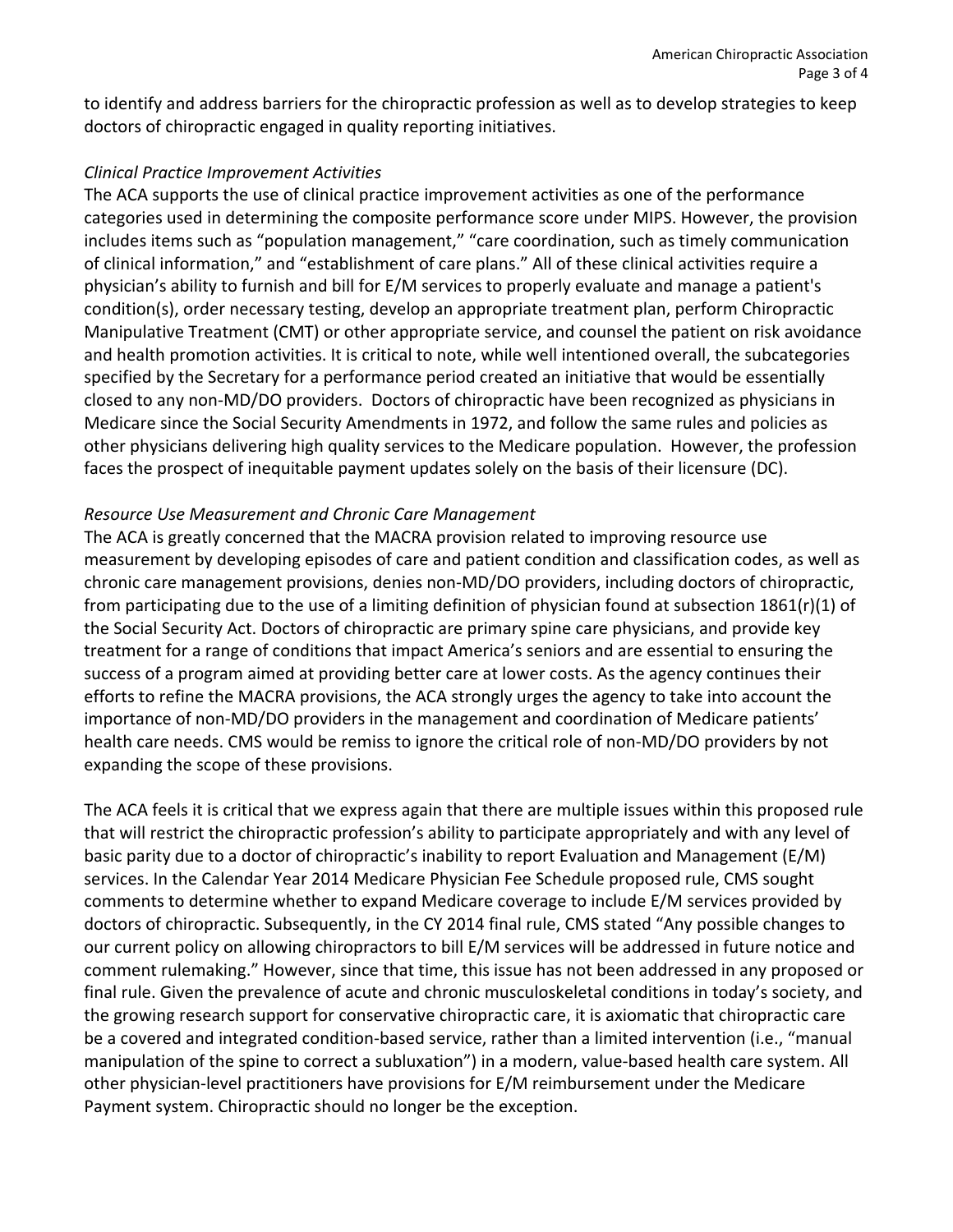to identify and address barriers for the chiropractic profession as well as to develop strategies to keep doctors of chiropractic engaged in quality reporting initiatives.

*Clinical Practice Improvement Activities*

The ACA supports the use of clinical practice improvement activities as one of the performance categories used in determining the composite performance score under MIPS. However, the provision includes items such as "population management," "care coordination, such as timely communication of clinical information," and "establishment of care plans." All of these clinical activities require a physician's ability to furnish and bill for E/M services to properly evaluate and manage a patient's condition(s), order necessary testing, develop an appropriate treatment plan, perform Chiropractic Manipulative Treatment (CMT) or other appropriate service, and counsel the patient on risk avoidance and health promotion activities. It is critical to note, while well intentioned overall, the subcategories specified by the Secretary for a performance period created an initiative that would be essentially closed to any non-MD/DO providers. Doctors of chiropractic have been recognized as physicians in Medicare since the Social Security Amendments in 1972, and follow the same rules and policies as other physicians delivering high quality services to the Medicare population. However, the profession faces the prospect of inequitable payment updates solely on the basis of their licensure (DC).

*Resource Use Measurement and Chronic Care Management*

The ACA is greatly concerned that the MACRA provision related to improving resource use measurement by developing episodes of care and patient condition and classification codes, as well as chronic care management provisions, denies non-MD/DO providers, including doctors of chiropractic, from participating due to the use of a limiting definition of physician found at subsection 1861(r)(1) of the Social Security Act. Doctors of chiropractic are primary spine care physicians, and provide key treatment for a range of conditions that impact America's seniors and are essential to ensuring the success of a program aimed at providing better care at lower costs. As the agency continues their efforts to refine the MACRA provisions, the ACA strongly urges the agency to take into account the importance of non-MD/DO providers in the management and coordination of Medicare patients' health care needs. CMS would be remiss to ignore the critical role of non-MD/DO providers by not expanding the scope of these provisions.

The ACA feels it is critical that we express again that there are multiple issues within this proposed rule that will restrict the chiropractic profession's ability to participate appropriately and with any level of basic parity due to a doctor of chiropractic's inability to report Evaluation and Management (E/M) services. In the Calendar Year 2014 Medicare Physician Fee Schedule proposed rule, CMS sought comments to determine whether to expand Medicare coverage to include E/M services provided by doctors of chiropractic. Subsequently, in the CY 2014 final rule, CMS stated "Any possible changes to our current policy on allowing chiropractors to bill E/M services will be addressed in future notice and comment rulemaking." However, since that time, this issue has not been addressed in any proposed or final rule. Given the prevalence of acute and chronic musculoskeletal conditions in today's society, and the growing research support for conservative chiropractic care, it is axiomatic that chiropractic care be a covered and integrated condition-based service, rather than a limited intervention (i.e., "manual manipulation of the spine to correct a subluxation") in a modern, value-based health care system. All other physician-level practitioners have provisions for E/M reimbursement under the Medicare Payment system. Chiropractic should no longer be the exception.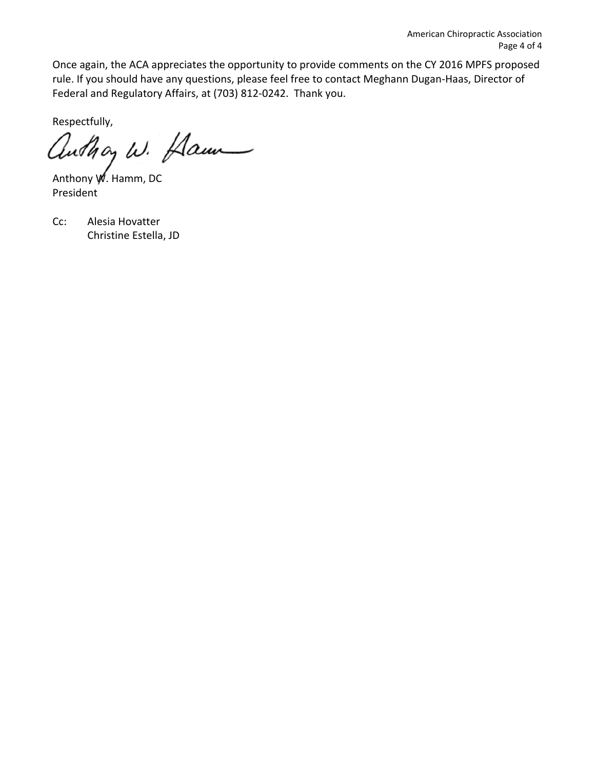Once again, the ACA appreciates the opportunity to provide comments on the CY 2016 MPFS proposed rule. If you should have any questions, please feel free to contact Meghann Dugan-Haas, Director of Federal and Regulatory Affairs, at (703) 812-0242. Thank you.

Respectfully,

Anthony W. Hamm, DC
President

Cc: Alesia Hovatter
Christine Estella, JD